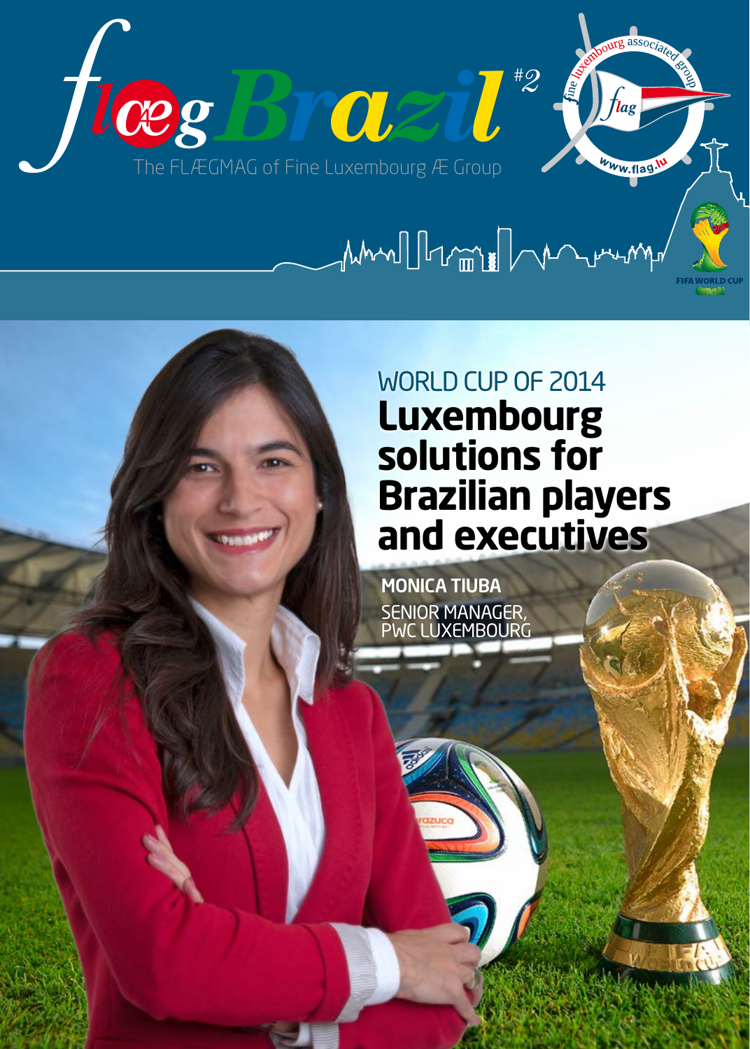# flæg Brazil #2

The FLÆGMAG of Fine Luxembourg Æ Group

fine luxembourg associated group

flag

www.flag.lu

FIFA WORLD CUP

## WORLD CUP OF 2014

# Luxembourg solutions for Brazilian players and executives

**MONICA TIUBA**

SENIOR MANAGER, PWC LUXEMBOURG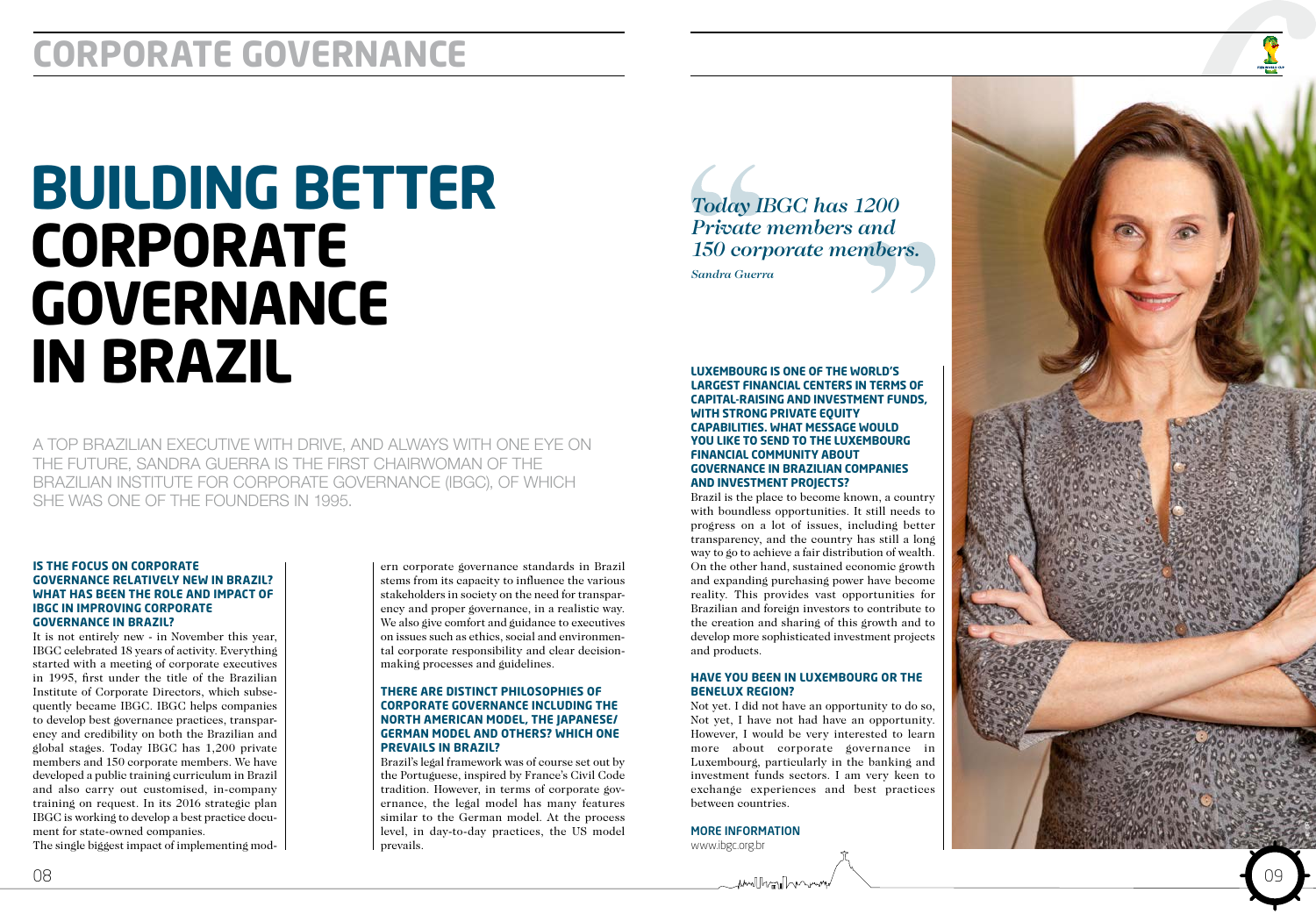# BUILDING BETTER CORPORATE GOVERNANCE IN BRAZIL

A TOP BRAZILIAN EXECUTIVE WITH DRIVE, AND ALWAYS WITH ONE EYE ON THE FUTURE, SANDRA GUERRA IS THE FIRST CHAIRWOMAN OF THE BRAZILIAN INSTITUTE FOR CORPORATE GOVERNANCE (IBGC), OF WHICH SHE WAS ONE OF THE FOUNDERS IN 1995.

**IS THE FOCUS ON CORPORATE GOVERNANCE RELATIVELY NEW IN BRAZIL? WHAT HAS BEEN THE ROLE AND IMPACT OF IBGC IN IMPROVING CORPORATE GOVERNANCE IN BRAZIL?**

It is not entirely new - in November this year, IBGC celebrated 18 years of activity. Everything started with a meeting of corporate executives in 1995, first under the title of the Brazilian Institute of Corporate Directors, which subsequently became IBGC. IBGC helps companies to develop best governance practices, transparency and credibility on both the Brazilian and global stages. Today IBGC has 1,200 private members and 150 corporate members. We have developed a public training curriculum in Brazil and also carry out customised, in-company training on request. In its 2016 strategic plan IBGC is working to develop a best practice document for state-owned companies.

The single biggest impact of implementing modern corporate governance standards in Brazil stems from its capacity to influence the various stakeholders in society on the need for transparency and proper governance, in a realistic way. We also give comfort and guidance to executives on issues such as ethics, social and environmental corporate responsibility and clear decision-making processes and guidelines.

**THERE ARE DISTINCT PHILOSOPHIES OF CORPORATE GOVERNANCE INCLUDING THE NORTH AMERICAN MODEL, THE JAPANESE/GERMAN MODEL AND OTHERS? WHICH ONE PREVAILS IN BRAZIL?**

Brazil's legal framework was of course set out by the Portuguese, inspired by France's Civil Code tradition. However, in terms of corporate governance, the legal model has many features similar to the German model. At the process level, in day-to-day practices, the US model prevails.

> *Today IBGC has 1200 Private members and 150 corporate members.*
>
> *Sandra Guerra*

**LUXEMBOURG IS ONE OF THE WORLD'S LARGEST FINANCIAL CENTERS IN TERMS OF CAPITAL-RAISING AND INVESTMENT FUNDS, WITH STRONG PRIVATE EQUITY CAPABILITIES. WHAT MESSAGE WOULD YOU LIKE TO SEND TO THE LUXEMBOURG FINANCIAL COMMUNITY ABOUT GOVERNANCE IN BRAZILIAN COMPANIES AND INVESTMENT PROJECTS?**

Brazil is the place to become known, a country with boundless opportunities. It still needs to progress on a lot of issues, including better transparency, and the country has still a long way to go to achieve a fair distribution of wealth. On the other hand, sustained economic growth and expanding purchasing power have become reality. This provides vast opportunities for Brazilian and foreign investors to contribute to the creation and sharing of this growth and to develop more sophisticated investment projects and products.

**HAVE YOU BEEN IN LUXEMBOURG OR THE BENELUX REGION?**

Not yet. I did not have an opportunity to do so, Not yet, I have not had have an opportunity. However, I would be very interested to learn more about corporate governance in Luxembourg, particularly in the banking and investment funds sectors. I am very keen to exchange experiences and best practices between countries.

**MORE INFORMATION**

www.ibgc.org.br